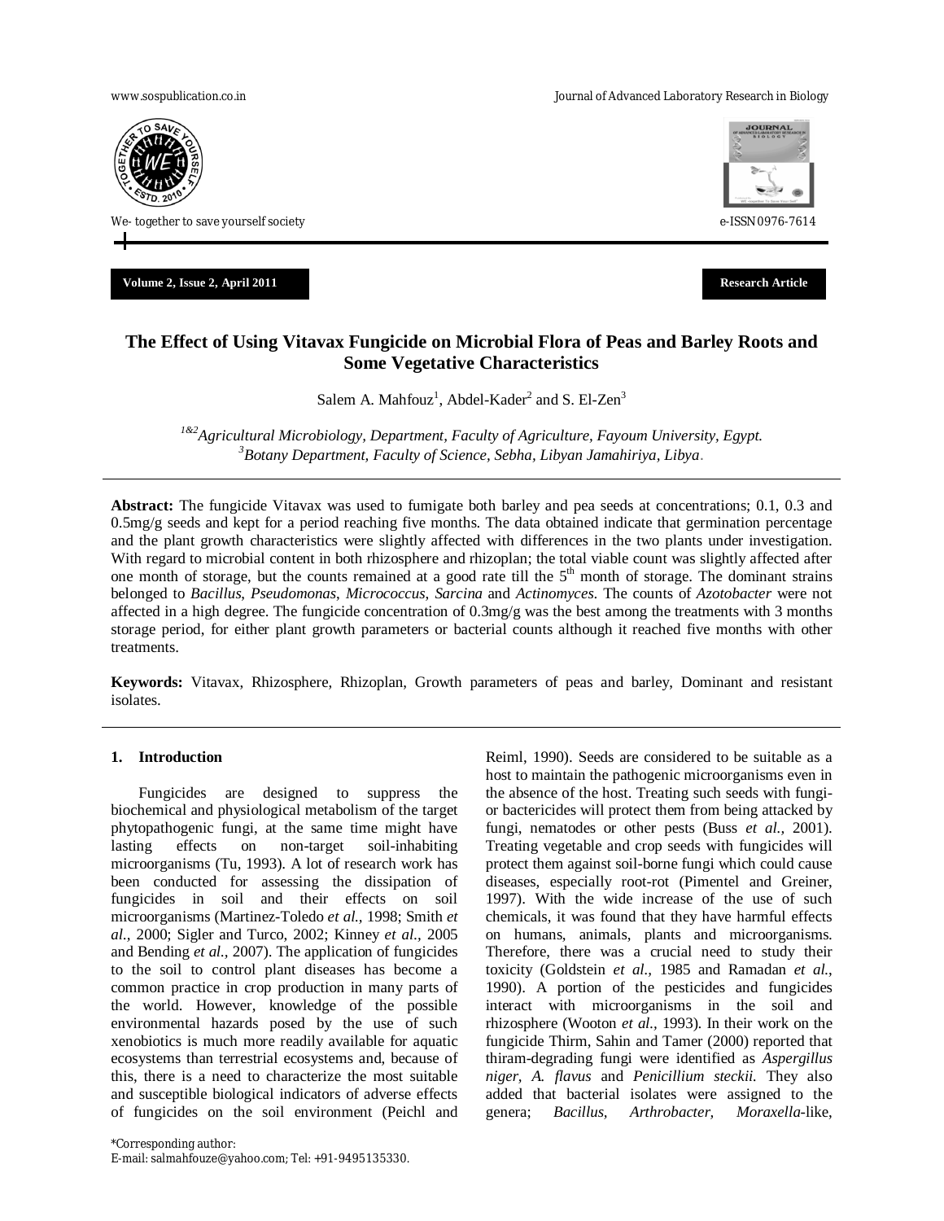# The Effect of Using Vitavax Fungicide on Microbial Flora of Peas and Barley Roots and Some Vegetative Characteristics

Salem A. Mahfouz[1], Abdel-Kader[2] and S. El-Zen[3]

[1&2]*Agricultural Microbiology, Department, Faculty of Agriculture, Fayoum University, Egypt.*
[3]*Botany Department, Faculty of Science, Sebha, Libyan Jamahiriya, Libya.*

**Abstract:** The fungicide Vitavax was used to fumigate both barley and pea seeds at concentrations; 0.1, 0.3 and 0.5mg/g seeds and kept for a period reaching five months. The data obtained indicate that germination percentage and the plant growth characteristics were slightly affected with differences in the two plants under investigation. With regard to microbial content in both rhizosphere and rhizoplan; the total viable count was slightly affected after one month of storage, but the counts remained at a good rate till the 5th month of storage. The dominant strains belonged to *Bacillus*, *Pseudomonas*, *Micrococcus*, *Sarcina* and *Actinomyces*. The counts of *Azotobacter* were not affected in a high degree. The fungicide concentration of 0.3mg/g was the best among the treatments with 3 months storage period, for either plant growth parameters or bacterial counts although it reached five months with other treatments.

**Keywords:** Vitavax, Rhizosphere, Rhizoplan, Growth parameters of peas and barley, Dominant and resistant isolates.

## 1. Introduction

Fungicides are designed to suppress the biochemical and physiological metabolism of the target phytopathogenic fungi, at the same time might have lasting effects on non-target soil-inhabiting microorganisms (Tu, 1993). A lot of research work has been conducted for assessing the dissipation of fungicides in soil and their effects on soil microorganisms (Martinez-Toledo *et al.,* 1998; Smith *et al.,* 2000; Sigler and Turco, 2002; Kinney *et al.,* 2005 and Bending *et al.,* 2007). The application of fungicides to the soil to control plant diseases has become a common practice in crop production in many parts of the world. However, knowledge of the possible environmental hazards posed by the use of such xenobiotics is much more readily available for aquatic ecosystems than terrestrial ecosystems and, because of this, there is a need to characterize the most suitable and susceptible biological indicators of adverse effects of fungicides on the soil environment (Peichl and Reiml, 1990). Seeds are considered to be suitable as a host to maintain the pathogenic microorganisms even in the absence of the host. Treating such seeds with fungi- or bactericides will protect them from being attacked by fungi, nematodes or other pests (Buss *et al.,* 2001). Treating vegetable and crop seeds with fungicides will protect them against soil-borne fungi which could cause diseases, especially root-rot (Pimentel and Greiner, 1997). With the wide increase of the use of such chemicals, it was found that they have harmful effects on humans, animals, plants and microorganisms. Therefore, there was a crucial need to study their toxicity (Goldstein *et al.,* 1985 and Ramadan *et al.,* 1990). A portion of the pesticides and fungicides interact with microorganisms in the soil and rhizosphere (Wooton *et al.,* 1993). In their work on the fungicide Thirm, Sahin and Tamer (2000) reported that thiram-degrading fungi were identified as *Aspergillus niger*, *A. flavus* and *Penicillium steckii*. They also added that bacterial isolates were assigned to the genera; *Bacillus, Arthrobacter, Moraxella*-like,

*Corresponding author:
E-mail: salmahfouze@yahoo.com; Tel: +91-9495135330.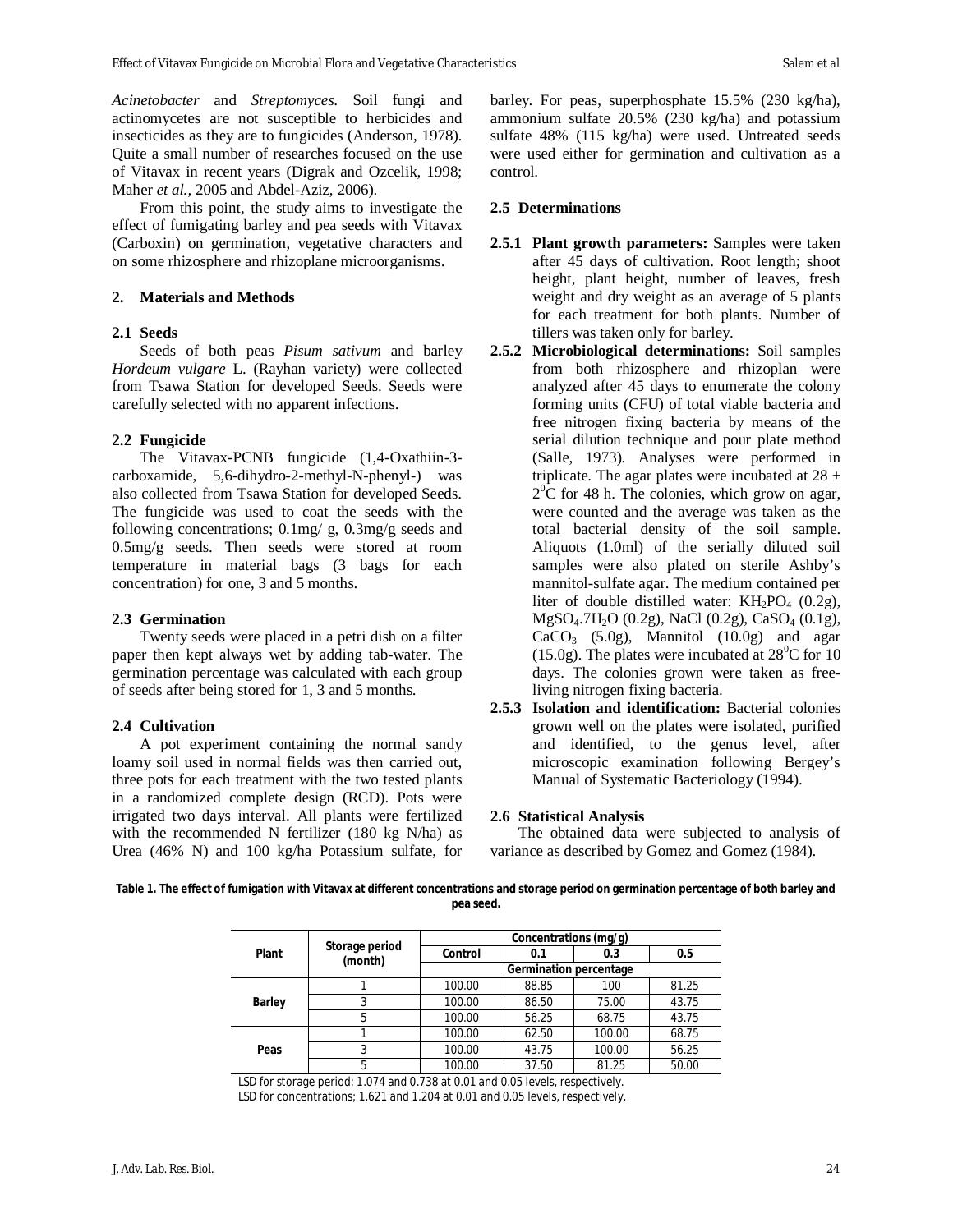*Acinetobacter* and *Streptomyces*. Soil fungi and actinomycetes are not susceptible to herbicides and insecticides as they are to fungicides (Anderson, 1978). Quite a small number of researches focused on the use of Vitavax in recent years (Digrak and Ozcelik, 1998; Maher *et al.*, 2005 and Abdel-Aziz, 2006).

From this point, the study aims to investigate the effect of fumigating barley and pea seeds with Vitavax (Carboxin) on germination, vegetative characters and on some rhizosphere and rhizoplane microorganisms.

## 2. Materials and Methods

### 2.1 Seeds

Seeds of both peas *Pisum sativum* and barley *Hordeum vulgare* L. (Rayhan variety) were collected from Tsawa Station for developed Seeds. Seeds were carefully selected with no apparent infections.

### 2.2 Fungicide

The Vitavax-PCNB fungicide (1,4-Oxathiin-3-carboxamide, 5,6-dihydro-2-methyl-N-phenyl-) was also collected from Tsawa Station for developed Seeds. The fungicide was used to coat the seeds with the following concentrations; 0.1mg/ g, 0.3mg/g seeds and 0.5mg/g seeds. Then seeds were stored at room temperature in material bags (3 bags for each concentration) for one, 3 and 5 months.

### 2.3 Germination

Twenty seeds were placed in a petri dish on a filter paper then kept always wet by adding tab-water. The germination percentage was calculated with each group of seeds after being stored for 1, 3 and 5 months.

### 2.4 Cultivation

A pot experiment containing the normal sandy loamy soil used in normal fields was then carried out, three pots for each treatment with the two tested plants in a randomized complete design (RCD). Pots were irrigated two days interval. All plants were fertilized with the recommended N fertilizer (180 kg N/ha) as Urea (46% N) and 100 kg/ha Potassium sulfate, for barley. For peas, superphosphate 15.5% (230 kg/ha), ammonium sulfate 20.5% (230 kg/ha) and potassium sulfate 48% (115 kg/ha) were used. Untreated seeds were used either for germination and cultivation as a control.

### 2.5 Determinations

**2.5.1 Plant growth parameters:** Samples were taken after 45 days of cultivation. Root length; shoot height, plant height, number of leaves, fresh weight and dry weight as an average of 5 plants for each treatment for both plants. Number of tillers was taken only for barley.

**2.5.2 Microbiological determinations:** Soil samples from both rhizosphere and rhizoplan were analyzed after 45 days to enumerate the colony forming units (CFU) of total viable bacteria and free nitrogen fixing bacteria by means of the serial dilution technique and pour plate method (Salle, 1973). Analyses were performed in triplicate. The agar plates were incubated at $28 \pm 2^0$C for 48 h. The colonies, which grow on agar, were counted and the average was taken as the total bacterial density of the soil sample. Aliquots (1.0ml) of the serially diluted soil samples were also plated on sterile Ashby's mannitol-sulfate agar. The medium contained per liter of double distilled water: $KH_2PO_4$ (0.2g), $MgSO_4.7H_2O$ (0.2g), NaCl (0.2g), $CaSO_4$ (0.1g), $CaCO_3$ (5.0g), Mannitol (10.0g) and agar (15.0g). The plates were incubated at $28^0$C for 10 days. The colonies grown were taken as free-living nitrogen fixing bacteria.

**2.5.3 Isolation and identification:** Bacterial colonies grown well on the plates were isolated, purified and identified, to the genus level, after microscopic examination following Bergey's Manual of Systematic Bacteriology (1994).

### 2.6 Statistical Analysis

The obtained data were subjected to analysis of variance as described by Gomez and Gomez (1984).

**Table 1. The effect of fumigation with Vitavax at different concentrations and storage period on germination percentage of both barley and pea seed.**

| Plant | Storage period (month) | Concentrations (mg/g) | | | |
|---|---|---|---|---|---|
| | | Control | 0.1 | 0.3 | 0.5 |
| | | Germination percentage | | | |
| Barley | 1 | 100.00 | 88.85 | 100 | 81.25 |
| | 3 | 100.00 | 86.50 | 75.00 | 43.75 |
| | 5 | 100.00 | 56.25 | 68.75 | 43.75 |
| Peas | 1 | 100.00 | 62.50 | 100.00 | 68.75 |
| | 3 | 100.00 | 43.75 | 100.00 | 56.25 |
| | 5 | 100.00 | 37.50 | 81.25 | 50.00 |

LSD for storage period; 1.074 and 0.738 at 0.01 and 0.05 levels, respectively.
LSD for concentrations; 1.621 and 1.204 at 0.01 and 0.05 levels, respectively.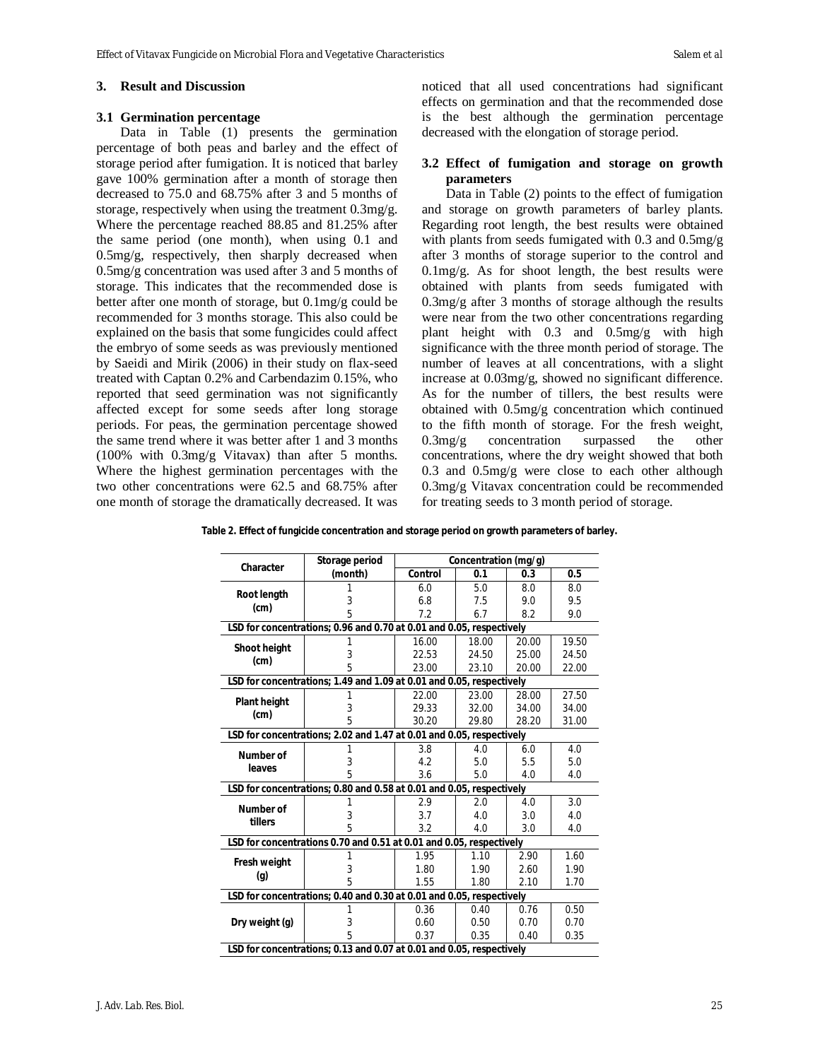## 3. Result and Discussion

### 3.1 Germination percentage

Data in Table (1) presents the germination percentage of both peas and barley and the effect of storage period after fumigation. It is noticed that barley gave 100% germination after a month of storage then decreased to 75.0 and 68.75% after 3 and 5 months of storage, respectively when using the treatment 0.3mg/g. Where the percentage reached 88.85 and 81.25% after the same period (one month), when using 0.1 and 0.5mg/g, respectively, then sharply decreased when 0.5mg/g concentration was used after 3 and 5 months of storage. This indicates that the recommended dose is better after one month of storage, but 0.1mg/g could be recommended for 3 months storage. This also could be explained on the basis that some fungicides could affect the embryo of some seeds as was previously mentioned by Saeidi and Mirik (2006) in their study on flax-seed treated with Captan 0.2% and Carbendazim 0.15%, who reported that seed germination was not significantly affected except for some seeds after long storage periods. For peas, the germination percentage showed the same trend where it was better after 1 and 3 months (100% with 0.3mg/g Vitavax) than after 5 months. Where the highest germination percentages with the two other concentrations were 62.5 and 68.75% after one month of storage the dramatically decreased. It was noticed that all used concentrations had significant effects on germination and that the recommended dose is the best although the germination percentage decreased with the elongation of storage period.

### 3.2 Effect of fumigation and storage on growth parameters

Data in Table (2) points to the effect of fumigation and storage on growth parameters of barley plants. Regarding root length, the best results were obtained with plants from seeds fumigated with 0.3 and 0.5mg/g after 3 months of storage superior to the control and 0.1mg/g. As for shoot length, the best results were obtained with plants from seeds fumigated with 0.3mg/g after 3 months of storage although the results were near from the two other concentrations regarding plant height with 0.3 and 0.5mg/g with high significance with the three month period of storage. The number of leaves at all concentrations, with a slight increase at 0.03mg/g, showed no significant difference. As for the number of tillers, the best results were obtained with 0.5mg/g concentration which continued to the fifth month of storage. For the fresh weight, 0.3mg/g concentration surpassed the other concentrations, where the dry weight showed that both 0.3 and 0.5mg/g were close to each other although 0.3mg/g Vitavax concentration could be recommended for treating seeds to 3 month period of storage.

**Table 2. Effect of fungicide concentration and storage period on growth parameters of barley.**

| Character | Storage period (month) | Concentration (mg/g) | | | |
|---|---|---|---|---|---|
| | | Control | 0.1 | 0.3 | 0.5 |
| Root length (cm) | 1 | 6.0 | 5.0 | 8.0 | 8.0 |
| | 3 | 6.8 | 7.5 | 9.0 | 9.5 |
| | 5 | 7.2 | 6.7 | 8.2 | 9.0 |
| LSD for concentrations; 0.96 and 0.70 at 0.01 and 0.05, respectively | | | | | |
| Shoot height (cm) | 1 | 16.00 | 18.00 | 20.00 | 19.50 |
| | 3 | 22.53 | 24.50 | 25.00 | 24.50 |
| | 5 | 23.00 | 23.10 | 20.00 | 22.00 |
| LSD for concentrations; 1.49 and 1.09 at 0.01 and 0.05, respectively | | | | | |
| Plant height (cm) | 1 | 22.00 | 23.00 | 28.00 | 27.50 |
| | 3 | 29.33 | 32.00 | 34.00 | 34.00 |
| | 5 | 30.20 | 29.80 | 28.20 | 31.00 |
| LSD for concentrations; 2.02 and 1.47 at 0.01 and 0.05, respectively | | | | | |
| Number of leaves | 1 | 3.8 | 4.0 | 6.0 | 4.0 |
| | 3 | 4.2 | 5.0 | 5.5 | 5.0 |
| | 5 | 3.6 | 5.0 | 4.0 | 4.0 |
| LSD for concentrations; 0.80 and 0.58 at 0.01 and 0.05, respectively | | | | | |
| Number of tillers | 1 | 2.9 | 2.0 | 4.0 | 3.0 |
| | 3 | 3.7 | 4.0 | 3.0 | 4.0 |
| | 5 | 3.2 | 4.0 | 3.0 | 4.0 |
| LSD for concentrations 0.70 and 0.51 at 0.01 and 0.05, respectively | | | | | |
| Fresh weight (g) | 1 | 1.95 | 1.10 | 2.90 | 1.60 |
| | 3 | 1.80 | 1.90 | 2.60 | 1.90 |
| | 5 | 1.55 | 1.80 | 2.10 | 1.70 |
| LSD for concentrations; 0.40 and 0.30 at 0.01 and 0.05, respectively | | | | | |
| Dry weight (g) | 1 | 0.36 | 0.40 | 0.76 | 0.50 |
| | 3 | 0.60 | 0.50 | 0.70 | 0.70 |
| | 5 | 0.37 | 0.35 | 0.40 | 0.35 |
| LSD for concentrations; 0.13 and 0.07 at 0.01 and 0.05, respectively | | | | | |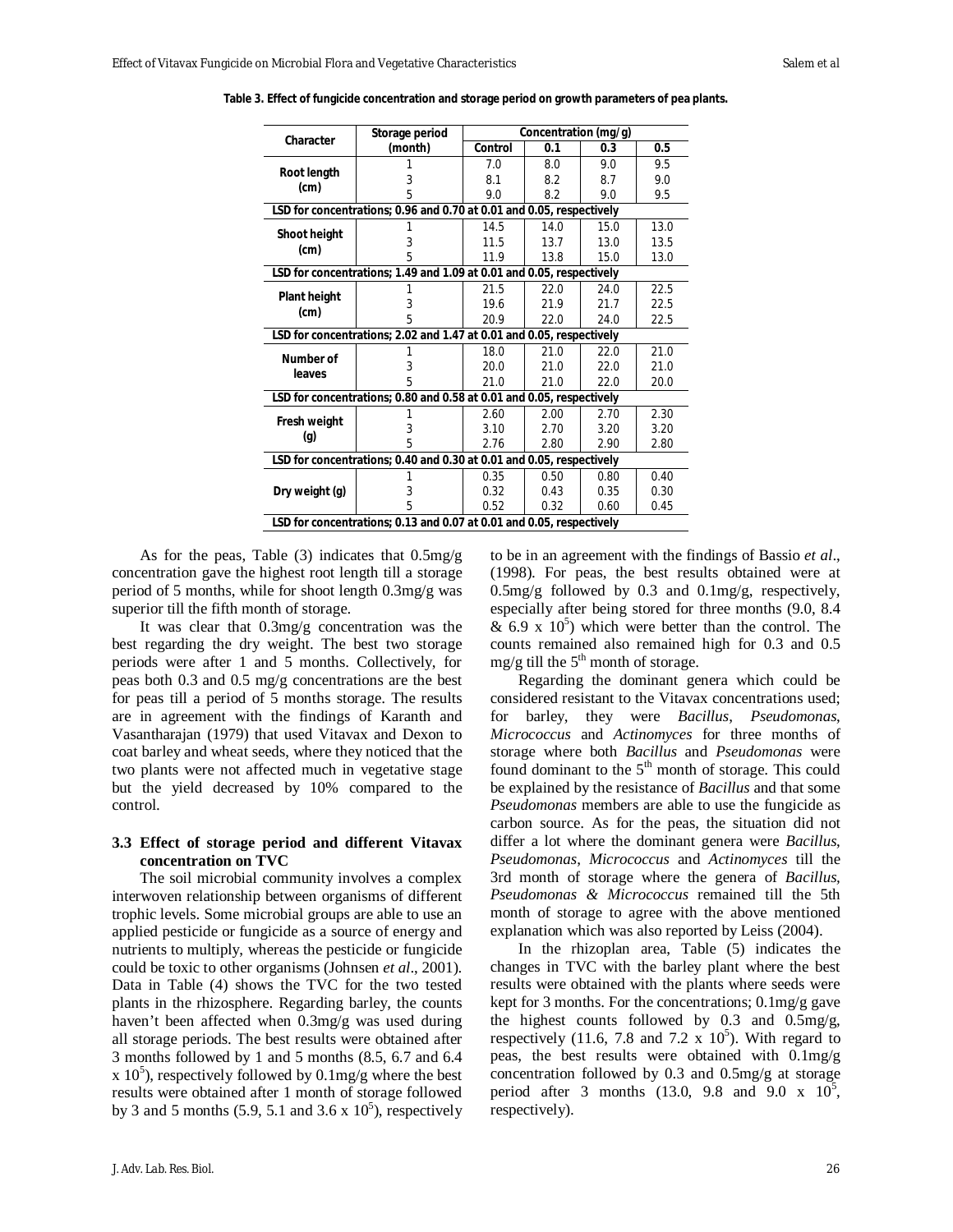**Table 3. Effect of fungicide concentration and storage period on growth parameters of pea plants.**

| Character | Storage period (month) | Concentration (mg/g) | | | |
|---|---|---|---|---|---|
| | | Control | 0.1 | 0.3 | 0.5 |
| Root length (cm) | 1 | 7.0 | 8.0 | 9.0 | 9.5 |
| | 3 | 8.1 | 8.2 | 8.7 | 9.0 |
| | 5 | 9.0 | 8.2 | 9.0 | 9.5 |
| LSD for concentrations; 0.96 and 0.70 at 0.01 and 0.05, respectively | | | | | |
| Shoot height (cm) | 1 | 14.5 | 14.0 | 15.0 | 13.0 |
| | 3 | 11.5 | 13.7 | 13.0 | 13.5 |
| | 5 | 11.9 | 13.8 | 15.0 | 13.0 |
| LSD for concentrations; 1.49 and 1.09 at 0.01 and 0.05, respectively | | | | | |
| Plant height (cm) | 1 | 21.5 | 22.0 | 24.0 | 22.5 |
| | 3 | 19.6 | 21.9 | 21.7 | 22.5 |
| | 5 | 20.9 | 22.0 | 24.0 | 22.5 |
| LSD for concentrations; 2.02 and 1.47 at 0.01 and 0.05, respectively | | | | | |
| Number of leaves | 1 | 18.0 | 21.0 | 22.0 | 21.0 |
| | 3 | 20.0 | 21.0 | 22.0 | 21.0 |
| | 5 | 21.0 | 21.0 | 22.0 | 20.0 |
| LSD for concentrations; 0.80 and 0.58 at 0.01 and 0.05, respectively | | | | | |
| Fresh weight (g) | 1 | 2.60 | 2.00 | 2.70 | 2.30 |
| | 3 | 3.10 | 2.70 | 3.20 | 3.20 |
| | 5 | 2.76 | 2.80 | 2.90 | 2.80 |
| LSD for concentrations; 0.40 and 0.30 at 0.01 and 0.05, respectively | | | | | |
| Dry weight (g) | 1 | 0.35 | 0.50 | 0.80 | 0.40 |
| | 3 | 0.32 | 0.43 | 0.35 | 0.30 |
| | 5 | 0.52 | 0.32 | 0.60 | 0.45 |
| LSD for concentrations; 0.13 and 0.07 at 0.01 and 0.05, respectively | | | | | |

As for the peas, Table (3) indicates that 0.5mg/g concentration gave the highest root length till a storage period of 5 months, while for shoot length 0.3mg/g was superior till the fifth month of storage.

It was clear that 0.3mg/g concentration was the best regarding the dry weight. The best two storage periods were after 1 and 5 months. Collectively, for peas both 0.3 and 0.5 mg/g concentrations are the best for peas till a period of 5 months storage. The results are in agreement with the findings of Karanth and Vasantharajan (1979) that used Vitavax and Dexon to coat barley and wheat seeds, where they noticed that the two plants were not affected much in vegetative stage but the yield decreased by 10% compared to the control.

### 3.3 Effect of storage period and different Vitavax concentration on TVC

The soil microbial community involves a complex interwoven relationship between organisms of different trophic levels. Some microbial groups are able to use an applied pesticide or fungicide as a source of energy and nutrients to multiply, whereas the pesticide or fungicide could be toxic to other organisms (Johnsen *et al*., 2001). Data in Table (4) shows the TVC for the two tested plants in the rhizosphere. Regarding barley, the counts haven't been affected when 0.3mg/g was used during all storage periods. The best results were obtained after 3 months followed by 1 and 5 months (8.5, 6.7 and 6.4 x $10^5$), respectively followed by 0.1mg/g where the best results were obtained after 1 month of storage followed by 3 and 5 months (5.9, 5.1 and 3.6 x $10^5$), respectively to be in an agreement with the findings of Bassio *et al*., (1998). For peas, the best results obtained were at 0.5mg/g followed by 0.3 and 0.1mg/g, respectively, especially after being stored for three months (9.0, 8.4 & 6.9 x $10^5$) which were better than the control. The counts remained also remained high for 0.3 and 0.5 mg/g till the 5$^{th}$ month of storage.

Regarding the dominant genera which could be considered resistant to the Vitavax concentrations used; for barley, they were *Bacillus*, *Pseudomonas*, *Micrococcus* and *Actinomyces* for three months of storage where both *Bacillus* and *Pseudomonas* were found dominant to the 5$^{th}$ month of storage. This could be explained by the resistance of *Bacillus* and that some *Pseudomonas* members are able to use the fungicide as carbon source. As for the peas, the situation did not differ a lot where the dominant genera were *Bacillus*, *Pseudomonas*, *Micrococcus* and *Actinomyces* till the 3rd month of storage where the genera of *Bacillus*, *Pseudomonas & Micrococcus* remained till the 5th month of storage to agree with the above mentioned explanation which was also reported by Leiss (2004).

In the rhizoplan area, Table (5) indicates the changes in TVC with the barley plant where the best results were obtained with the plants where seeds were kept for 3 months. For the concentrations; 0.1mg/g gave the highest counts followed by 0.3 and 0.5mg/g, respectively (11.6, 7.8 and 7.2 x $10^5$). With regard to peas, the best results were obtained with 0.1mg/g concentration followed by 0.3 and 0.5mg/g at storage period after 3 months (13.0, 9.8 and 9.0 x $10^5$, respectively).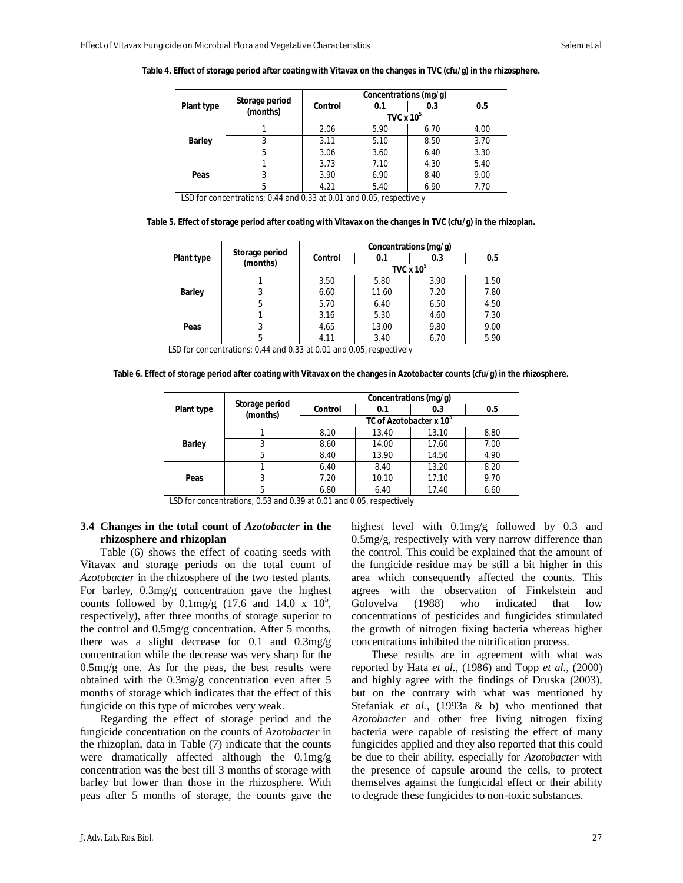**Table 4. Effect of storage period after coating with Vitavax on the changes in TVC (cfu/g) in the rhizosphere.**

| Plant type | Storage period (months) | Concentrations (mg/g) | | | |
|---|---|---|---|---|---|
| | | Control | 0.1 | 0.3 | 0.5 |
| | | TVC x $10^5$ | | | |
| Barley | 1 | 2.06 | 5.90 | 6.70 | 4.00 |
| | 3 | 3.11 | 5.10 | 8.50 | 3.70 |
| | 5 | 3.06 | 3.60 | 6.40 | 3.30 |
| Peas | 1 | 3.73 | 7.10 | 4.30 | 5.40 |
| | 3 | 3.90 | 6.90 | 8.40 | 9.00 |
| | 5 | 4.21 | 5.40 | 6.90 | 7.70 |

LSD for concentrations; 0.44 and 0.33 at 0.01 and 0.05, respectively

**Table 5. Effect of storage period after coating with Vitavax on the changes in TVC (cfu/g) in the rhizoplan.**

| Plant type | Storage period (months) | Concentrations (mg/g) | | | |
|---|---|---|---|---|---|
| | | Control | 0.1 | 0.3 | 0.5 |
| | | TVC x $10^5$ | | | |
| Barley | 1 | 3.50 | 5.80 | 3.90 | 1.50 |
| | 3 | 6.60 | 11.60 | 7.20 | 7.80 |
| | 5 | 5.70 | 6.40 | 6.50 | 4.50 |
| Peas | 1 | 3.16 | 5.30 | 4.60 | 7.30 |
| | 3 | 4.65 | 13.00 | 9.80 | 9.00 |
| | 5 | 4.11 | 3.40 | 6.70 | 5.90 |

LSD for concentrations; 0.44 and 0.33 at 0.01 and 0.05, respectively

**Table 6. Effect of storage period after coating with Vitavax on the changes in Azotobacter counts (cfu/g) in the rhizosphere.**

| Plant type | Storage period (months) | Concentrations (mg/g) | | | |
|---|---|---|---|---|---|
| | | Control | 0.1 | 0.3 | 0.5 |
| | | TC of Azotobacter x $10^5$ | | | |
| Barley | 1 | 8.10 | 13.40 | 13.10 | 8.80 |
| | 3 | 8.60 | 14.00 | 17.60 | 7.00 |
| | 5 | 8.40 | 13.90 | 14.50 | 4.90 |
| Peas | 1 | 6.40 | 8.40 | 13.20 | 8.20 |
| | 3 | 7.20 | 10.10 | 17.10 | 9.70 |
| | 5 | 6.80 | 6.40 | 17.40 | 6.60 |

LSD for concentrations; 0.53 and 0.39 at 0.01 and 0.05, respectively

### 3.4 Changes in the total count of *Azotobacter* in the rhizosphere and rhizoplan

Table (6) shows the effect of coating seeds with Vitavax and storage periods on the total count of *Azotobacter* in the rhizosphere of the two tested plants. For barley, 0.3mg/g concentration gave the highest counts followed by 0.1mg/g (17.6 and 14.0 x $10^5$, respectively), after three months of storage superior to the control and 0.5mg/g concentration. After 5 months, there was a slight decrease for 0.1 and 0.3mg/g concentration while the decrease was very sharp for the 0.5mg/g one. As for the peas, the best results were obtained with the 0.3mg/g concentration even after 5 months of storage which indicates that the effect of this fungicide on this type of microbes very weak.

Regarding the effect of storage period and the fungicide concentration on the counts of *Azotobacter* in the rhizoplan, data in Table (7) indicate that the counts were dramatically affected although the 0.1mg/g concentration was the best till 3 months of storage with barley but lower than those in the rhizosphere. With peas after 5 months of storage, the counts gave the highest level with 0.1mg/g followed by 0.3 and 0.5mg/g, respectively with very narrow difference than the control. This could be explained that the amount of the fungicide residue may be still a bit higher in this area which consequently affected the counts. This agrees with the observation of Finkelstein and Golovelva (1988) who indicated that low concentrations of pesticides and fungicides stimulated the growth of nitrogen fixing bacteria whereas higher concentrations inhibited the nitrification process.

These results are in agreement with what was reported by Hata *et al.,* (1986) and Topp *et al.,* (2000) and highly agree with the findings of Druska (2003), but on the contrary with what was mentioned by Stefaniak *et al.,* (1993a & b) who mentioned that *Azotobacter* and other free living nitrogen fixing bacteria were capable of resisting the effect of many fungicides applied and they also reported that this could be due to their ability, especially for *Azotobacter* with the presence of capsule around the cells, to protect themselves against the fungicidal effect or their ability to degrade these fungicides to non-toxic substances.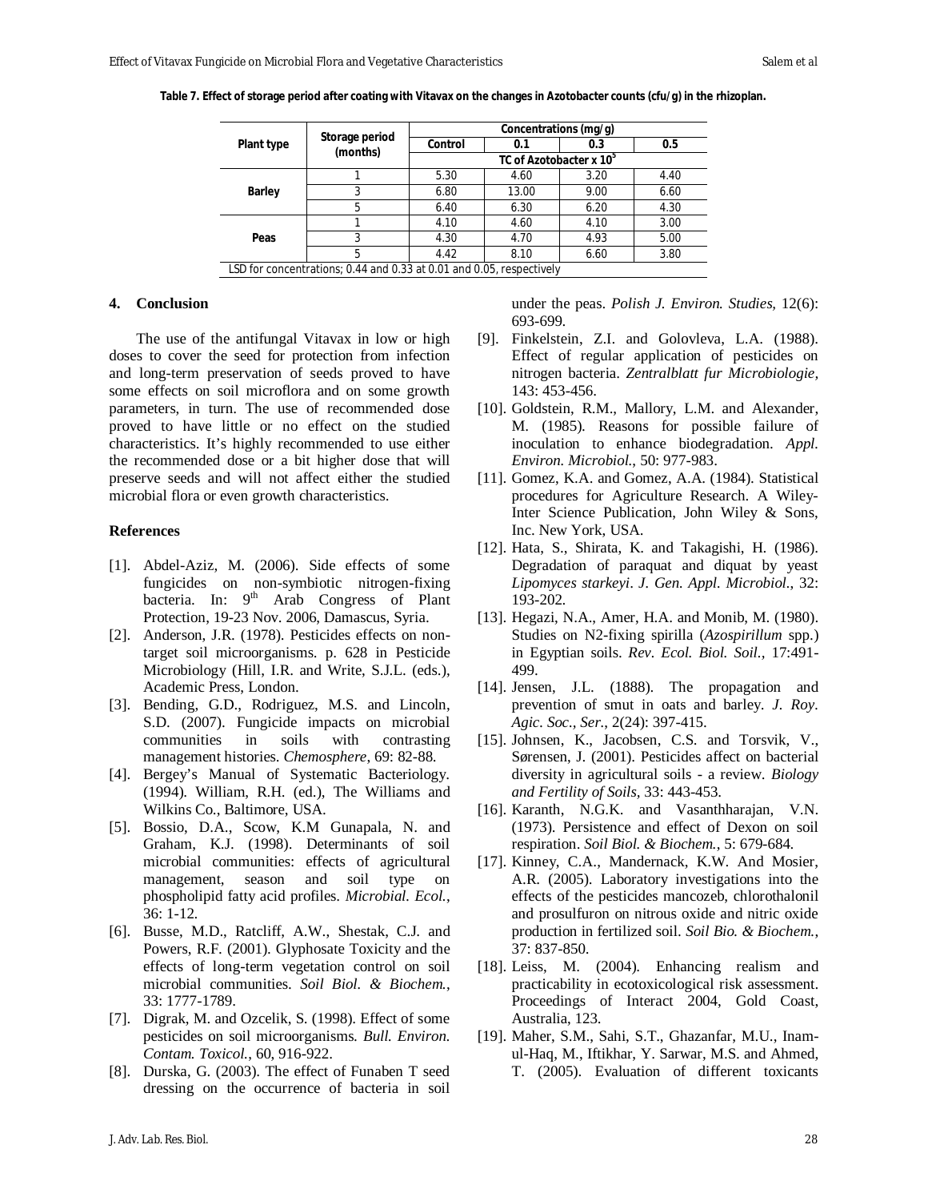**Table 7. Effect of storage period after coating with Vitavax on the changes in Azotobacter counts (cfu/g) in the rhizoplan.**

| Plant type | Storage period (months) | Concentrations (mg/g) | | | |
|---|---|---|---|---|---|
| | | Control | 0.1 | 0.3 | 0.5 |
| | | TC of Azotobacter x $10^5$ | | | |
| Barley | 1 | 5.30 | 4.60 | 3.20 | 4.40 |
| | 3 | 6.80 | 13.00 | 9.00 | 6.60 |
| | 5 | 6.40 | 6.30 | 6.20 | 4.30 |
| Peas | 1 | 4.10 | 4.60 | 4.10 | 3.00 |
| | 3 | 4.30 | 4.70 | 4.93 | 5.00 |
| | 5 | 4.42 | 8.10 | 6.60 | 3.80 |

LSD for concentrations; 0.44 and 0.33 at 0.01 and 0.05, respectively

## 4. Conclusion

The use of the antifungal Vitavax in low or high doses to cover the seed for protection from infection and long-term preservation of seeds proved to have some effects on soil microflora and on some growth parameters, in turn. The use of recommended dose proved to have little or no effect on the studied characteristics. It's highly recommended to use either the recommended dose or a bit higher dose that will preserve seeds and will not affect either the studied microbial flora or even growth characteristics.

## References

[1]. Abdel-Aziz, M. (2006). Side effects of some fungicides on non-symbiotic nitrogen-fixing bacteria. In: 9th Arab Congress of Plant Protection, 19-23 Nov. 2006, Damascus, Syria.

[2]. Anderson, J.R. (1978). Pesticides effects on non-target soil microorganisms. p. 628 in Pesticide Microbiology (Hill, I.R. and Write, S.J.L. (eds.), Academic Press, London.

[3]. Bending, G.D., Rodriguez, M.S. and Lincoln, S.D. (2007). Fungicide impacts on microbial communities in soils with contrasting management histories. *Chemosphere*, 69: 82-88.

[4]. Bergey's Manual of Systematic Bacteriology. (1994). William, R.H. (ed.), The Williams and Wilkins Co., Baltimore, USA.

[5]. Bossio, D.A., Scow, K.M Gunapala, N. and Graham, K.J. (1998). Determinants of soil microbial communities: effects of agricultural management, season and soil type on phospholipid fatty acid profiles. *Microbial. Ecol.*, 36: 1-12.

[6]. Busse, M.D., Ratcliff, A.W., Shestak, C.J. and Powers, R.F. (2001). Glyphosate Toxicity and the effects of long-term vegetation control on soil microbial communities. *Soil Biol. & Biochem.*, 33: 1777-1789.

[7]. Digrak, M. and Ozcelik, S. (1998). Effect of some pesticides on soil microorganisms. *Bull. Environ. Contam. Toxicol.*, 60, 916-922.

[8]. Durska, G. (2003). The effect of Funaben T seed dressing on the occurrence of bacteria in soil under the peas. *Polish J. Environ. Studies,* 12(6): 693-699.

[9]. Finkelstein, Z.I. and Golovleva, L.A. (1988). Effect of regular application of pesticides on nitrogen bacteria. *Zentralblatt fur Microbiologie,* 143: 453-456.

[10]. Goldstein, R.M., Mallory, L.M. and Alexander, M. (1985). Reasons for possible failure of inoculation to enhance biodegradation. *Appl. Environ. Microbiol.*, 50: 977-983.

[11]. Gomez, K.A. and Gomez, A.A. (1984). Statistical procedures for Agriculture Research. A Wiley-Inter Science Publication, John Wiley & Sons, Inc. New York, USA.

[12]. Hata, S., Shirata, K. and Takagishi, H. (1986). Degradation of paraquat and diquat by yeast *Lipomyces starkeyi*. *J. Gen. Appl. Microbiol.,* 32: 193-202.

[13]. Hegazi, N.A., Amer, H.A. and Monib, M. (1980). Studies on N2-fixing spirilla (*Azospirillum* spp.) in Egyptian soils. *Rev. Ecol. Biol. Soil.,* 17:491-499.

[14]. Jensen, J.L. (1888). The propagation and prevention of smut in oats and barley. *J. Roy. Agic. Soc., Ser.,* 2(24): 397-415.

[15]. Johnsen, K., Jacobsen, C.S. and Torsvik, V., Sørensen, J. (2001). Pesticides affect on bacterial diversity in agricultural soils - a review. *Biology and Fertility of Soils,* 33: 443-453.

[16]. Karanth, N.G.K. and Vasanthharajan, V.N. (1973). Persistence and effect of Dexon on soil respiration. *Soil Biol. & Biochem.*, 5: 679-684.

[17]. Kinney, C.A., Mandernack, K.W. And Mosier, A.R. (2005). Laboratory investigations into the effects of the pesticides mancozeb, chlorothalonil and prosulfuron on nitrous oxide and nitric oxide production in fertilized soil. *Soil Bio. & Biochem.,* 37: 837-850.

[18]. Leiss, M. (2004). Enhancing realism and practicability in ecotoxicological risk assessment. Proceedings of Interact 2004, Gold Coast, Australia, 123.

[19]. Maher, S.M., Sahi, S.T., Ghazanfar, M.U., Inam-ul-Haq, M., Iftikhar, Y. Sarwar, M.S. and Ahmed, T. (2005). Evaluation of different toxicants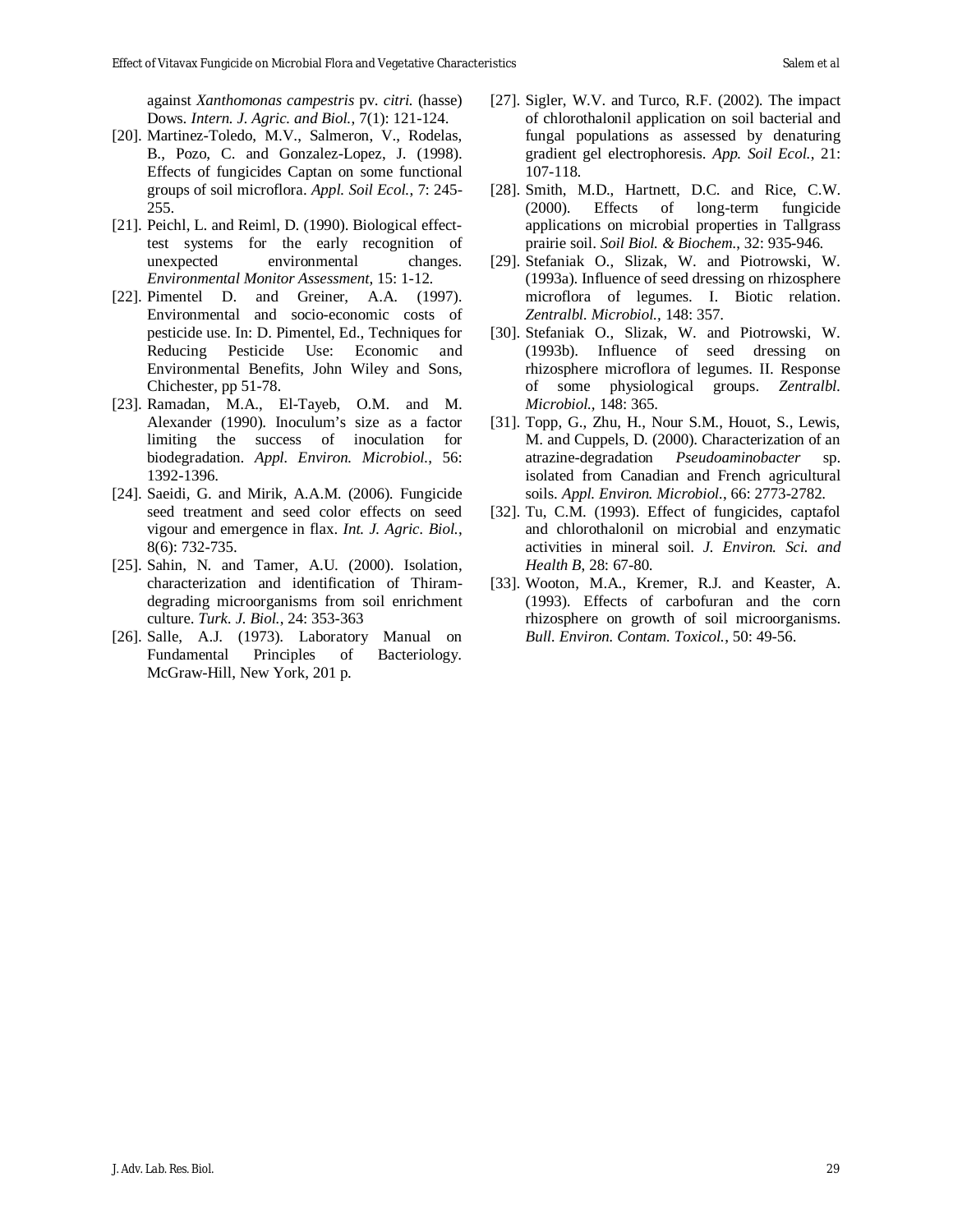against *Xanthomonas campestris* pv. *citri.* (hasse) Dows. *Intern. J. Agric. and Biol.*, 7(1): 121-124.

[20]. Martinez-Toledo, M.V., Salmeron, V., Rodelas, B., Pozo, C. and Gonzalez-Lopez, J. (1998). Effects of fungicides Captan on some functional groups of soil microflora. *Appl. Soil Ecol.*, 7: 245-255.

[21]. Peichl, L. and Reiml, D. (1990). Biological effect-test systems for the early recognition of unexpected environmental changes. *Environmental Monitor Assessment*, 15: 1-12.

[22]. Pimentel D. and Greiner, A.A. (1997). Environmental and socio-economic costs of pesticide use. In: D. Pimentel, Ed., Techniques for Reducing Pesticide Use: Economic and Environmental Benefits, John Wiley and Sons, Chichester, pp 51-78.

[23]. Ramadan, M.A., El-Tayeb, O.M. and M. Alexander (1990). Inoculum's size as a factor limiting the success of inoculation for biodegradation. *Appl. Environ. Microbiol.*, 56: 1392-1396.

[24]. Saeidi, G. and Mirik, A.A.M. (2006). Fungicide seed treatment and seed color effects on seed vigour and emergence in flax. *Int. J. Agric. Biol.*, 8(6): 732-735.

[25]. Sahin, N. and Tamer, A.U. (2000). Isolation, characterization and identification of Thiram-degrading microorganisms from soil enrichment culture. *Turk. J. Biol.*, 24: 353-363

[26]. Salle, A.J. (1973). Laboratory Manual on Fundamental Principles of Bacteriology. McGraw-Hill, New York, 201 p.

[27]. Sigler, W.V. and Turco, R.F. (2002). The impact of chlorothalonil application on soil bacterial and fungal populations as assessed by denaturing gradient gel electrophoresis. *App. Soil Ecol.*, 21: 107-118.

[28]. Smith, M.D., Hartnett, D.C. and Rice, C.W. (2000). Effects of long-term fungicide applications on microbial properties in Tallgrass prairie soil. *Soil Biol. & Biochem.*, 32: 935-946.

[29]. Stefaniak O., Slizak, W. and Piotrowski, W. (1993a). Influence of seed dressing on rhizosphere microflora of legumes. I. Biotic relation. *Zentralbl. Microbiol.*, 148: 357.

[30]. Stefaniak O., Slizak, W. and Piotrowski, W. (1993b). Influence of seed dressing on rhizosphere microflora of legumes. II. Response of some physiological groups. *Zentralbl. Microbiol.*, 148: 365.

[31]. Topp, G., Zhu, H., Nour S.M., Houot, S., Lewis, M. and Cuppels, D. (2000). Characterization of an atrazine-degradation *Pseudoaminobacter* sp. isolated from Canadian and French agricultural soils. *Appl. Environ. Microbiol.*, 66: 2773-2782.

[32]. Tu, C.M. (1993). Effect of fungicides, captafol and chlorothalonil on microbial and enzymatic activities in mineral soil. *J. Environ. Sci. and Health B*, 28: 67-80.

[33]. Wooton, M.A., Kremer, R.J. and Keaster, A. (1993). Effects of carbofuran and the corn rhizosphere on growth of soil microorganisms. *Bull. Environ. Contam. Toxicol.*, 50: 49-56.